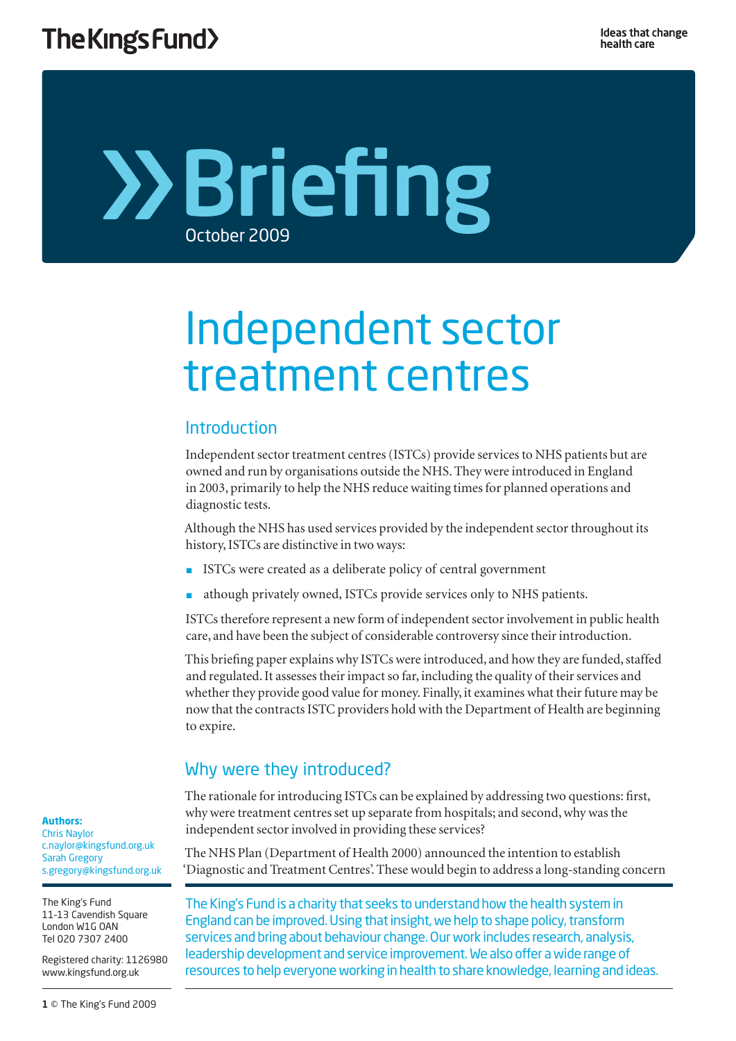The King's Fund

Ideas that change health care

# Briefing

October 2009

# Independent sector treatment centres

## Introduction

Independent sector treatment centres (ISTCs) provide services to NHS patients but are owned and run by organisations outside the NHS. They were introduced in England in 2003, primarily to help the NHS reduce waiting times for planned operations and diagnostic tests.

Although the NHS has used services provided by the independent sector throughout its history, ISTCs are distinctive in two ways:

- ISTCs were created as a deliberate policy of central government
- athough privately owned, ISTCs provide services only to NHS patients.

ISTCs therefore represent a new form of independent sector involvement in public health care, and have been the subject of considerable controversy since their introduction.

This briefing paper explains why ISTCs were introduced, and how they are funded, staffed and regulated. It assesses their impact so far, including the quality of their services and whether they provide good value for money. Finally, it examines what their future may be now that the contracts ISTC providers hold with the Department of Health are beginning to expire.

## Why were they introduced?

The rationale for introducing ISTCs can be explained by addressing two questions: first, why were treatment centres set up separate from hospitals; and second, why was the independent sector involved in providing these services?

The NHS Plan (Department of Health 2000) announced the intention to establish 'Diagnostic and Treatment Centres'. These would begin to address a long-standing concern

**Authors:**
Chris Naylor
c.naylor@kingsfund.org.uk
Sarah Gregory
s.gregory@kingsfund.org.uk

The King's Fund
11-13 Cavendish Square
London W1G 0AN
Tel 020 7307 2400

Registered charity: 1126980
www.kingsfund.org.uk

The King's Fund is a charity that seeks to understand how the health system in England can be improved. Using that insight, we help to shape policy, transform services and bring about behaviour change. Our work includes research, analysis, leadership development and service improvement. We also offer a wide range of resources to help everyone working in health to share knowledge, learning and ideas.

© The King's Fund 2009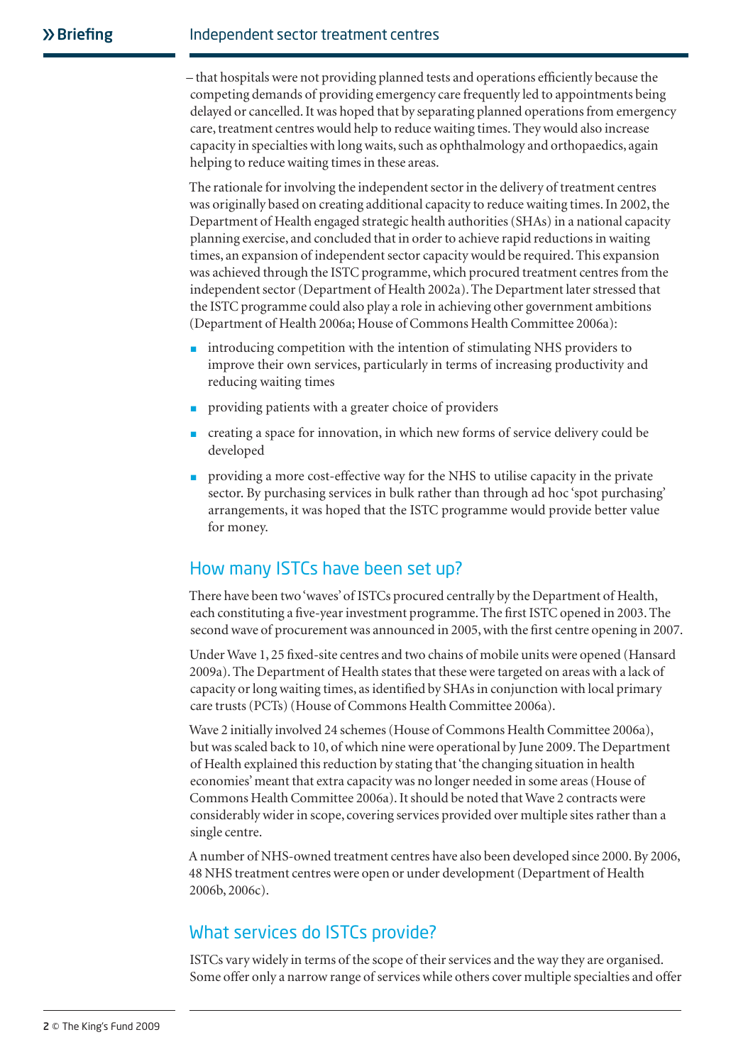– that hospitals were not providing planned tests and operations efficiently because the competing demands of providing emergency care frequently led to appointments being delayed or cancelled. It was hoped that by separating planned operations from emergency care, treatment centres would help to reduce waiting times. They would also increase capacity in specialties with long waits, such as ophthalmology and orthopaedics, again helping to reduce waiting times in these areas.

The rationale for involving the independent sector in the delivery of treatment centres was originally based on creating additional capacity to reduce waiting times. In 2002, the Department of Health engaged strategic health authorities (SHAs) in a national capacity planning exercise, and concluded that in order to achieve rapid reductions in waiting times, an expansion of independent sector capacity would be required. This expansion was achieved through the ISTC programme, which procured treatment centres from the independent sector (Department of Health 2002a). The Department later stressed that the ISTC programme could also play a role in achieving other government ambitions (Department of Health 2006a; House of Commons Health Committee 2006a):

- introducing competition with the intention of stimulating NHS providers to improve their own services, particularly in terms of increasing productivity and reducing waiting times
- providing patients with a greater choice of providers
- creating a space for innovation, in which new forms of service delivery could be developed
- providing a more cost-effective way for the NHS to utilise capacity in the private sector. By purchasing services in bulk rather than through ad hoc 'spot purchasing' arrangements, it was hoped that the ISTC programme would provide better value for money.

## How many ISTCs have been set up?

There have been two 'waves' of ISTCs procured centrally by the Department of Health, each constituting a five-year investment programme. The first ISTC opened in 2003. The second wave of procurement was announced in 2005, with the first centre opening in 2007.

Under Wave 1, 25 fixed-site centres and two chains of mobile units were opened (Hansard 2009a). The Department of Health states that these were targeted on areas with a lack of capacity or long waiting times, as identified by SHAs in conjunction with local primary care trusts (PCTs) (House of Commons Health Committee 2006a).

Wave 2 initially involved 24 schemes (House of Commons Health Committee 2006a), but was scaled back to 10, of which nine were operational by June 2009. The Department of Health explained this reduction by stating that 'the changing situation in health economies' meant that extra capacity was no longer needed in some areas (House of Commons Health Committee 2006a). It should be noted that Wave 2 contracts were considerably wider in scope, covering services provided over multiple sites rather than a single centre.

A number of NHS-owned treatment centres have also been developed since 2000. By 2006, 48 NHS treatment centres were open or under development (Department of Health 2006b, 2006c).

## What services do ISTCs provide?

ISTCs vary widely in terms of the scope of their services and the way they are organised. Some offer only a narrow range of services while others cover multiple specialties and offer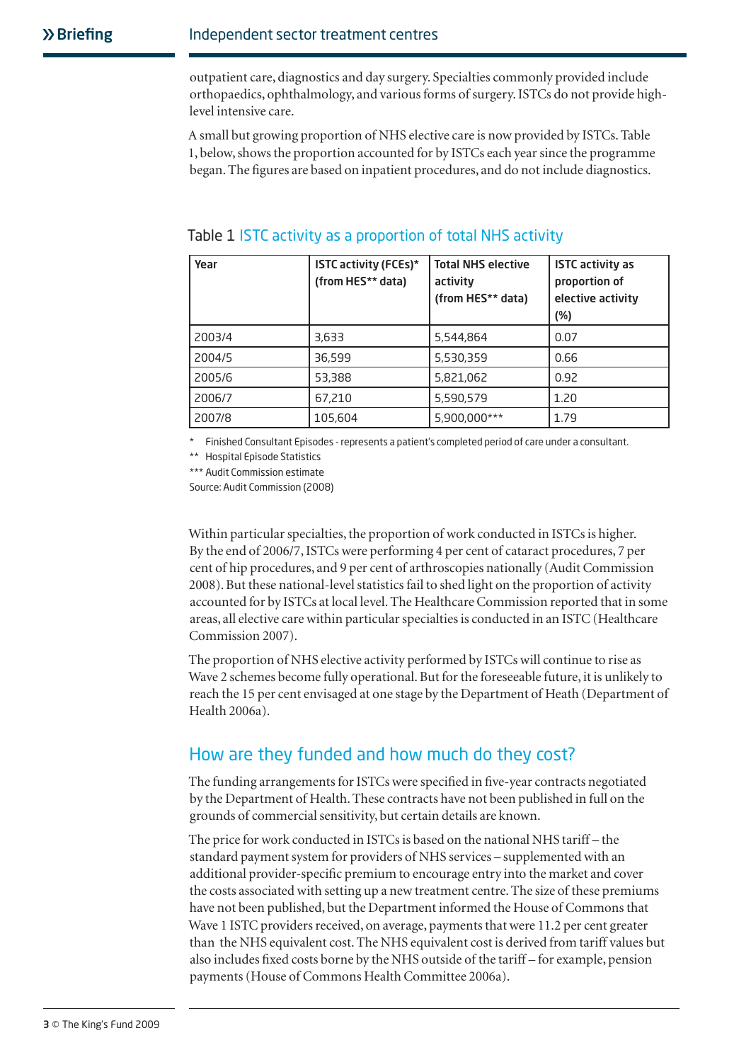outpatient care, diagnostics and day surgery. Specialties commonly provided include orthopaedics, ophthalmology, and various forms of surgery. ISTCs do not provide high-level intensive care.

A small but growing proportion of NHS elective care is now provided by ISTCs. Table 1, below, shows the proportion accounted for by ISTCs each year since the programme began. The figures are based on inpatient procedures, and do not include diagnostics.

Table 1 ISTC activity as a proportion of total NHS activity

| Year | ISTC activity (FCEs)* (from HES** data) | Total NHS elective activity (from HES** data) | ISTC activity as proportion of elective activity (%) |
|---|---|---|---|
| 2003/4 | 3,633 | 5,544,864 | 0.07 |
| 2004/5 | 36,599 | 5,530,359 | 0.66 |
| 2005/6 | 53,388 | 5,821,062 | 0.92 |
| 2006/7 | 67,210 | 5,590,579 | 1.20 |
| 2007/8 | 105,604 | 5,900,000*** | 1.79 |

\* Finished Consultant Episodes - represents a patient's completed period of care under a consultant.

** Hospital Episode Statistics

*** Audit Commission estimate

Source: Audit Commission (2008)

Within particular specialties, the proportion of work conducted in ISTCs is higher. By the end of 2006/7, ISTCs were performing 4 per cent of cataract procedures, 7 per cent of hip procedures, and 9 per cent of arthroscopies nationally (Audit Commission 2008). But these national-level statistics fail to shed light on the proportion of activity accounted for by ISTCs at local level. The Healthcare Commission reported that in some areas, all elective care within particular specialties is conducted in an ISTC (Healthcare Commission 2007).

The proportion of NHS elective activity performed by ISTCs will continue to rise as Wave 2 schemes become fully operational. But for the foreseeable future, it is unlikely to reach the 15 per cent envisaged at one stage by the Department of Heath (Department of Health 2006a).

## How are they funded and how much do they cost?

The funding arrangements for ISTCs were specified in five-year contracts negotiated by the Department of Health. These contracts have not been published in full on the grounds of commercial sensitivity, but certain details are known.

The price for work conducted in ISTCs is based on the national NHS tariff – the standard payment system for providers of NHS services – supplemented with an additional provider-specific premium to encourage entry into the market and cover the costs associated with setting up a new treatment centre. The size of these premiums have not been published, but the Department informed the House of Commons that Wave 1 ISTC providers received, on average, payments that were 11.2 per cent greater than the NHS equivalent cost. The NHS equivalent cost is derived from tariff values but also includes fixed costs borne by the NHS outside of the tariff – for example, pension payments (House of Commons Health Committee 2006a).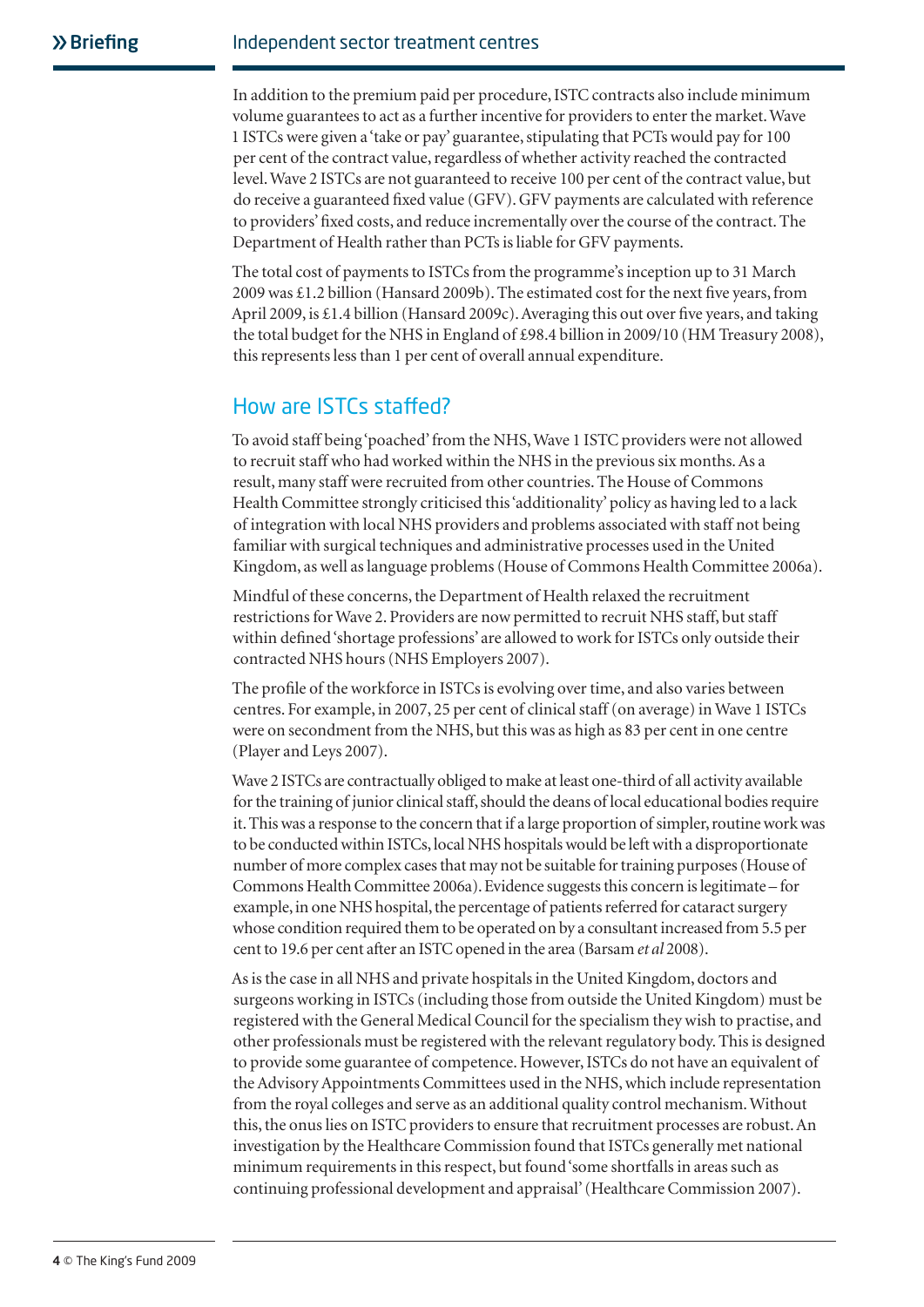In addition to the premium paid per procedure, ISTC contracts also include minimum volume guarantees to act as a further incentive for providers to enter the market. Wave 1 ISTCs were given a 'take or pay' guarantee, stipulating that PCTs would pay for 100 per cent of the contract value, regardless of whether activity reached the contracted level. Wave 2 ISTCs are not guaranteed to receive 100 per cent of the contract value, but do receive a guaranteed fixed value (GFV). GFV payments are calculated with reference to providers' fixed costs, and reduce incrementally over the course of the contract. The Department of Health rather than PCTs is liable for GFV payments.

The total cost of payments to ISTCs from the programme's inception up to 31 March 2009 was £1.2 billion (Hansard 2009b). The estimated cost for the next five years, from April 2009, is £1.4 billion (Hansard 2009c). Averaging this out over five years, and taking the total budget for the NHS in England of £98.4 billion in 2009/10 (HM Treasury 2008), this represents less than 1 per cent of overall annual expenditure.

## How are ISTCs staffed?

To avoid staff being 'poached' from the NHS, Wave 1 ISTC providers were not allowed to recruit staff who had worked within the NHS in the previous six months. As a result, many staff were recruited from other countries. The House of Commons Health Committee strongly criticised this 'additionality' policy as having led to a lack of integration with local NHS providers and problems associated with staff not being familiar with surgical techniques and administrative processes used in the United Kingdom, as well as language problems (House of Commons Health Committee 2006a).

Mindful of these concerns, the Department of Health relaxed the recruitment restrictions for Wave 2. Providers are now permitted to recruit NHS staff, but staff within defined 'shortage professions' are allowed to work for ISTCs only outside their contracted NHS hours (NHS Employers 2007).

The profile of the workforce in ISTCs is evolving over time, and also varies between centres. For example, in 2007, 25 per cent of clinical staff (on average) in Wave 1 ISTCs were on secondment from the NHS, but this was as high as 83 per cent in one centre (Player and Leys 2007).

Wave 2 ISTCs are contractually obliged to make at least one-third of all activity available for the training of junior clinical staff, should the deans of local educational bodies require it. This was a response to the concern that if a large proportion of simpler, routine work was to be conducted within ISTCs, local NHS hospitals would be left with a disproportionate number of more complex cases that may not be suitable for training purposes (House of Commons Health Committee 2006a). Evidence suggests this concern is legitimate – for example, in one NHS hospital, the percentage of patients referred for cataract surgery whose condition required them to be operated on by a consultant increased from 5.5 per cent to 19.6 per cent after an ISTC opened in the area (Barsam *et al* 2008).

As is the case in all NHS and private hospitals in the United Kingdom, doctors and surgeons working in ISTCs (including those from outside the United Kingdom) must be registered with the General Medical Council for the specialism they wish to practise, and other professionals must be registered with the relevant regulatory body. This is designed to provide some guarantee of competence. However, ISTCs do not have an equivalent of the Advisory Appointments Committees used in the NHS, which include representation from the royal colleges and serve as an additional quality control mechanism. Without this, the onus lies on ISTC providers to ensure that recruitment processes are robust. An investigation by the Healthcare Commission found that ISTCs generally met national minimum requirements in this respect, but found 'some shortfalls in areas such as continuing professional development and appraisal' (Healthcare Commission 2007).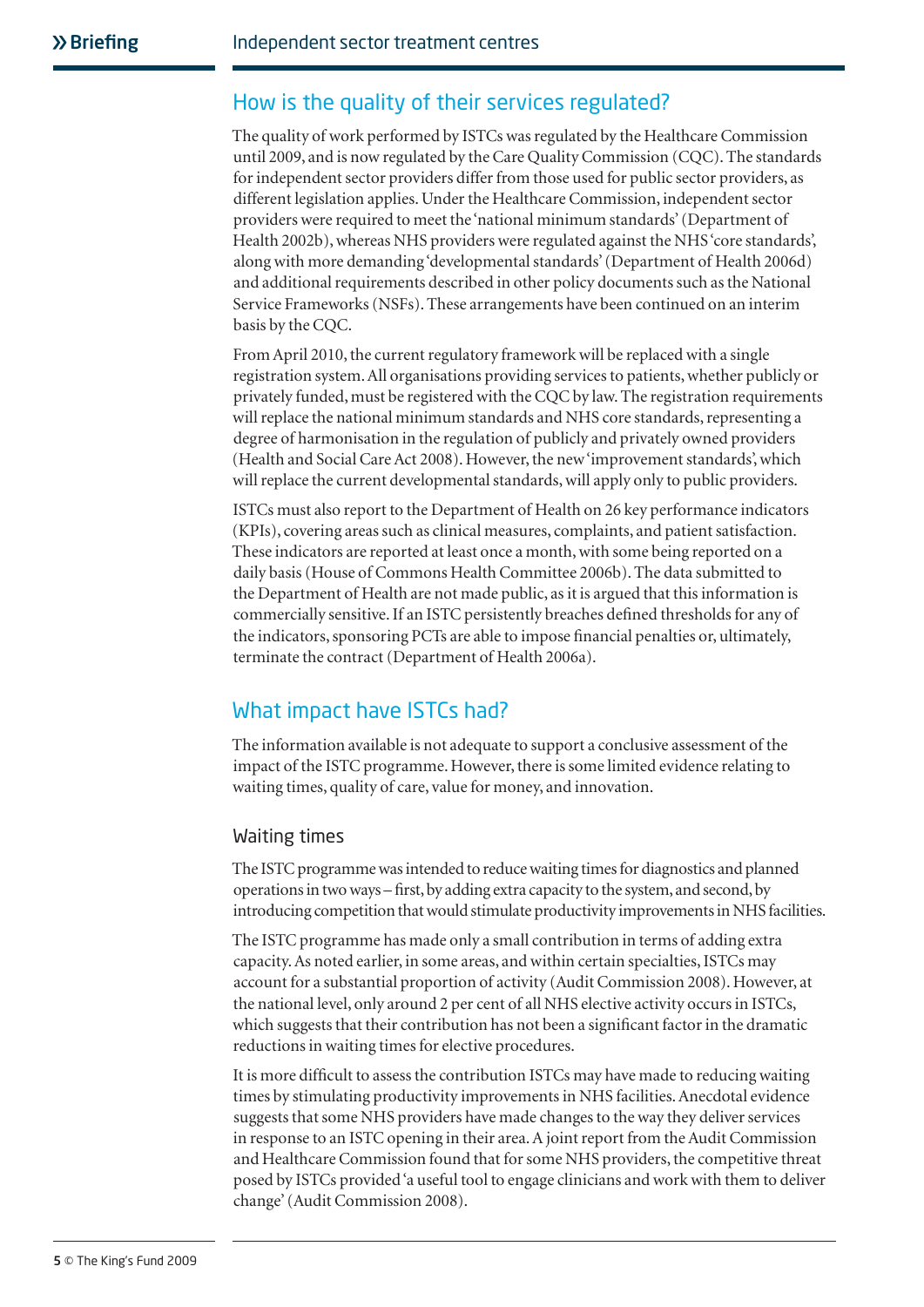## How is the quality of their services regulated?

The quality of work performed by ISTCs was regulated by the Healthcare Commission until 2009, and is now regulated by the Care Quality Commission (CQC). The standards for independent sector providers differ from those used for public sector providers, as different legislation applies. Under the Healthcare Commission, independent sector providers were required to meet the 'national minimum standards' (Department of Health 2002b), whereas NHS providers were regulated against the NHS 'core standards', along with more demanding 'developmental standards' (Department of Health 2006d) and additional requirements described in other policy documents such as the National Service Frameworks (NSFs). These arrangements have been continued on an interim basis by the CQC.

From April 2010, the current regulatory framework will be replaced with a single registration system. All organisations providing services to patients, whether publicly or privately funded, must be registered with the CQC by law. The registration requirements will replace the national minimum standards and NHS core standards, representing a degree of harmonisation in the regulation of publicly and privately owned providers (Health and Social Care Act 2008). However, the new 'improvement standards', which will replace the current developmental standards, will apply only to public providers.

ISTCs must also report to the Department of Health on 26 key performance indicators (KPIs), covering areas such as clinical measures, complaints, and patient satisfaction. These indicators are reported at least once a month, with some being reported on a daily basis (House of Commons Health Committee 2006b). The data submitted to the Department of Health are not made public, as it is argued that this information is commercially sensitive. If an ISTC persistently breaches defined thresholds for any of the indicators, sponsoring PCTs are able to impose financial penalties or, ultimately, terminate the contract (Department of Health 2006a).

## What impact have ISTCs had?

The information available is not adequate to support a conclusive assessment of the impact of the ISTC programme. However, there is some limited evidence relating to waiting times, quality of care, value for money, and innovation.

### Waiting times

The ISTC programme was intended to reduce waiting times for diagnostics and planned operations in two ways – first, by adding extra capacity to the system, and second, by introducing competition that would stimulate productivity improvements in NHS facilities.

The ISTC programme has made only a small contribution in terms of adding extra capacity. As noted earlier, in some areas, and within certain specialties, ISTCs may account for a substantial proportion of activity (Audit Commission 2008). However, at the national level, only around 2 per cent of all NHS elective activity occurs in ISTCs, which suggests that their contribution has not been a significant factor in the dramatic reductions in waiting times for elective procedures.

It is more difficult to assess the contribution ISTCs may have made to reducing waiting times by stimulating productivity improvements in NHS facilities. Anecdotal evidence suggests that some NHS providers have made changes to the way they deliver services in response to an ISTC opening in their area. A joint report from the Audit Commission and Healthcare Commission found that for some NHS providers, the competitive threat posed by ISTCs provided 'a useful tool to engage clinicians and work with them to deliver change' (Audit Commission 2008).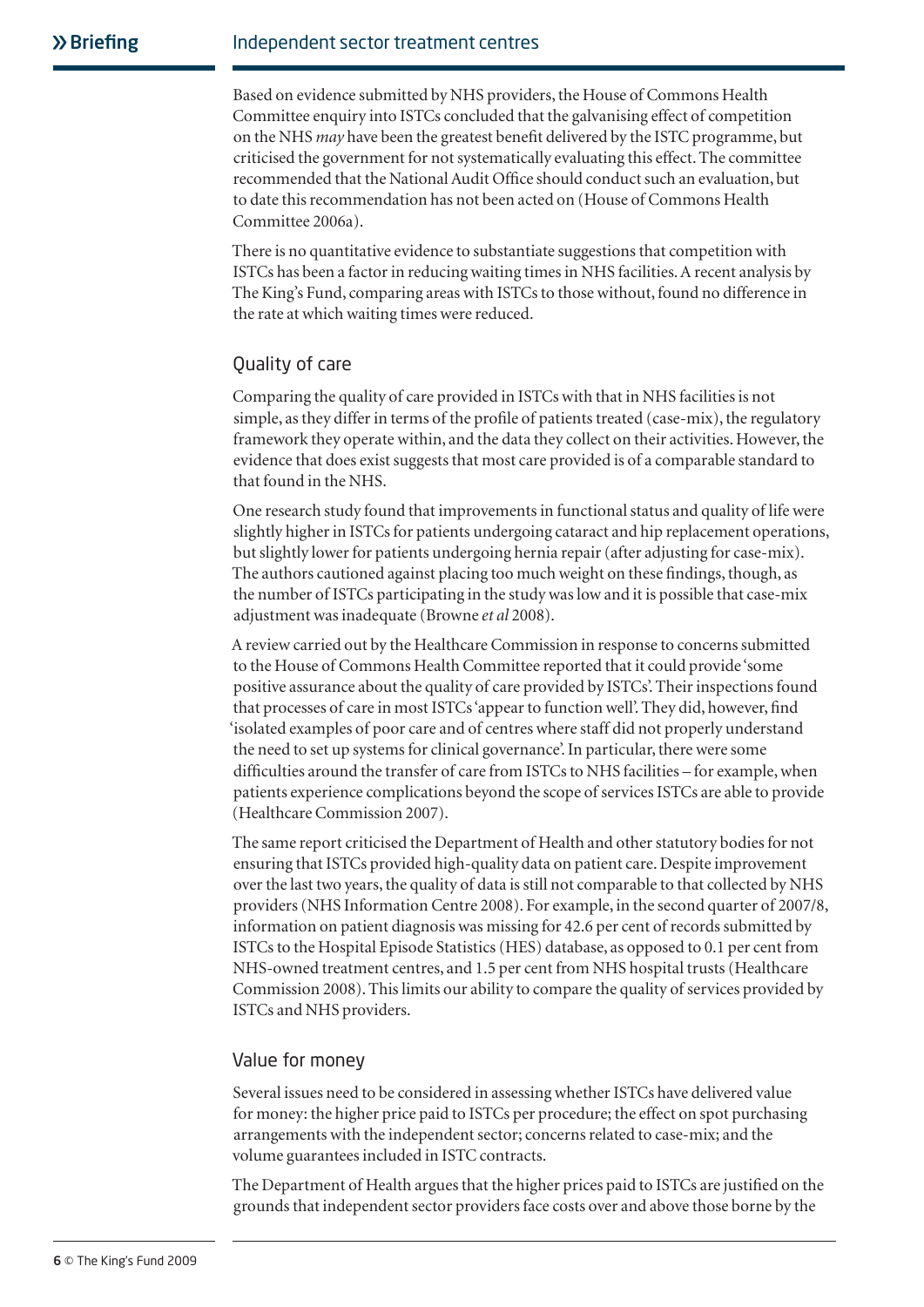Based on evidence submitted by NHS providers, the House of Commons Health Committee enquiry into ISTCs concluded that the galvanising effect of competition on the NHS *may* have been the greatest benefit delivered by the ISTC programme, but criticised the government for not systematically evaluating this effect. The committee recommended that the National Audit Office should conduct such an evaluation, but to date this recommendation has not been acted on (House of Commons Health Committee 2006a).

There is no quantitative evidence to substantiate suggestions that competition with ISTCs has been a factor in reducing waiting times in NHS facilities. A recent analysis by The King's Fund, comparing areas with ISTCs to those without, found no difference in the rate at which waiting times were reduced.

## Quality of care

Comparing the quality of care provided in ISTCs with that in NHS facilities is not simple, as they differ in terms of the profile of patients treated (case-mix), the regulatory framework they operate within, and the data they collect on their activities. However, the evidence that does exist suggests that most care provided is of a comparable standard to that found in the NHS.

One research study found that improvements in functional status and quality of life were slightly higher in ISTCs for patients undergoing cataract and hip replacement operations, but slightly lower for patients undergoing hernia repair (after adjusting for case-mix). The authors cautioned against placing too much weight on these findings, though, as the number of ISTCs participating in the study was low and it is possible that case-mix adjustment was inadequate (Browne *et al* 2008).

A review carried out by the Healthcare Commission in response to concerns submitted to the House of Commons Health Committee reported that it could provide 'some positive assurance about the quality of care provided by ISTCs'. Their inspections found that processes of care in most ISTCs 'appear to function well'. They did, however, find 'isolated examples of poor care and of centres where staff did not properly understand the need to set up systems for clinical governance'. In particular, there were some difficulties around the transfer of care from ISTCs to NHS facilities – for example, when patients experience complications beyond the scope of services ISTCs are able to provide (Healthcare Commission 2007).

The same report criticised the Department of Health and other statutory bodies for not ensuring that ISTCs provided high-quality data on patient care. Despite improvement over the last two years, the quality of data is still not comparable to that collected by NHS providers (NHS Information Centre 2008). For example, in the second quarter of 2007/8, information on patient diagnosis was missing for 42.6 per cent of records submitted by ISTCs to the Hospital Episode Statistics (HES) database, as opposed to 0.1 per cent from NHS-owned treatment centres, and 1.5 per cent from NHS hospital trusts (Healthcare Commission 2008). This limits our ability to compare the quality of services provided by ISTCs and NHS providers.

## Value for money

Several issues need to be considered in assessing whether ISTCs have delivered value for money: the higher price paid to ISTCs per procedure; the effect on spot purchasing arrangements with the independent sector; concerns related to case-mix; and the volume guarantees included in ISTC contracts.

The Department of Health argues that the higher prices paid to ISTCs are justified on the grounds that independent sector providers face costs over and above those borne by the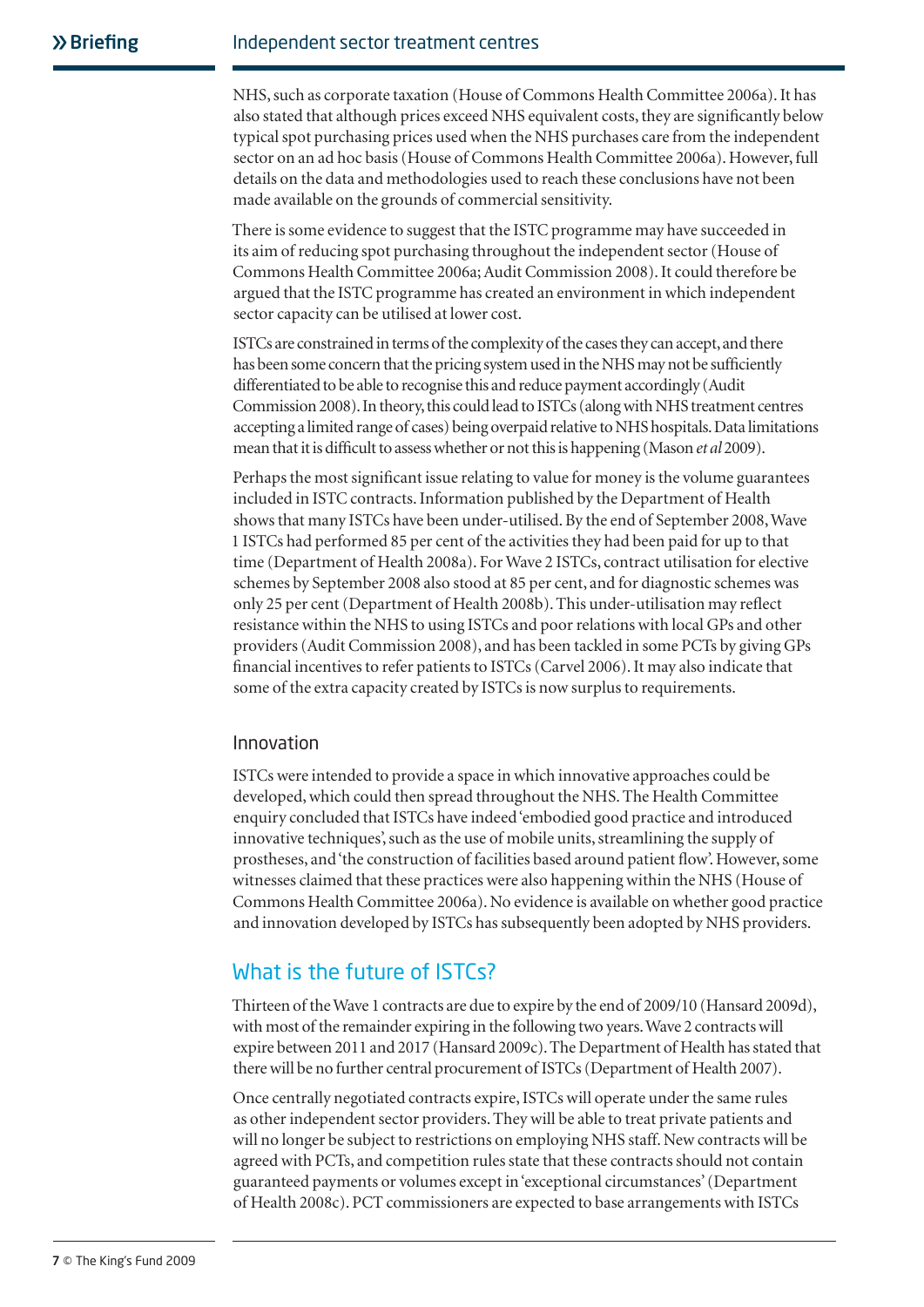NHS, such as corporate taxation (House of Commons Health Committee 2006a). It has also stated that although prices exceed NHS equivalent costs, they are significantly below typical spot purchasing prices used when the NHS purchases care from the independent sector on an ad hoc basis (House of Commons Health Committee 2006a). However, full details on the data and methodologies used to reach these conclusions have not been made available on the grounds of commercial sensitivity.

There is some evidence to suggest that the ISTC programme may have succeeded in its aim of reducing spot purchasing throughout the independent sector (House of Commons Health Committee 2006a; Audit Commission 2008). It could therefore be argued that the ISTC programme has created an environment in which independent sector capacity can be utilised at lower cost.

ISTCs are constrained in terms of the complexity of the cases they can accept, and there has been some concern that the pricing system used in the NHS may not be sufficiently differentiated to be able to recognise this and reduce payment accordingly (Audit Commission 2008). In theory, this could lead to ISTCs (along with NHS treatment centres accepting a limited range of cases) being overpaid relative to NHS hospitals. Data limitations mean that it is difficult to assess whether or not this is happening (Mason *et al* 2009).

Perhaps the most significant issue relating to value for money is the volume guarantees included in ISTC contracts. Information published by the Department of Health shows that many ISTCs have been under-utilised. By the end of September 2008, Wave 1 ISTCs had performed 85 per cent of the activities they had been paid for up to that time (Department of Health 2008a). For Wave 2 ISTCs, contract utilisation for elective schemes by September 2008 also stood at 85 per cent, and for diagnostic schemes was only 25 per cent (Department of Health 2008b). This under-utilisation may reflect resistance within the NHS to using ISTCs and poor relations with local GPs and other providers (Audit Commission 2008), and has been tackled in some PCTs by giving GPs financial incentives to refer patients to ISTCs (Carvel 2006). It may also indicate that some of the extra capacity created by ISTCs is now surplus to requirements.

### Innovation

ISTCs were intended to provide a space in which innovative approaches could be developed, which could then spread throughout the NHS. The Health Committee enquiry concluded that ISTCs have indeed 'embodied good practice and introduced innovative techniques', such as the use of mobile units, streamlining the supply of prostheses, and 'the construction of facilities based around patient flow'. However, some witnesses claimed that these practices were also happening within the NHS (House of Commons Health Committee 2006a). No evidence is available on whether good practice and innovation developed by ISTCs has subsequently been adopted by NHS providers.

## What is the future of ISTCs?

Thirteen of the Wave 1 contracts are due to expire by the end of 2009/10 (Hansard 2009d), with most of the remainder expiring in the following two years. Wave 2 contracts will expire between 2011 and 2017 (Hansard 2009c). The Department of Health has stated that there will be no further central procurement of ISTCs (Department of Health 2007).

Once centrally negotiated contracts expire, ISTCs will operate under the same rules as other independent sector providers. They will be able to treat private patients and will no longer be subject to restrictions on employing NHS staff. New contracts will be agreed with PCTs, and competition rules state that these contracts should not contain guaranteed payments or volumes except in 'exceptional circumstances' (Department of Health 2008c). PCT commissioners are expected to base arrangements with ISTCs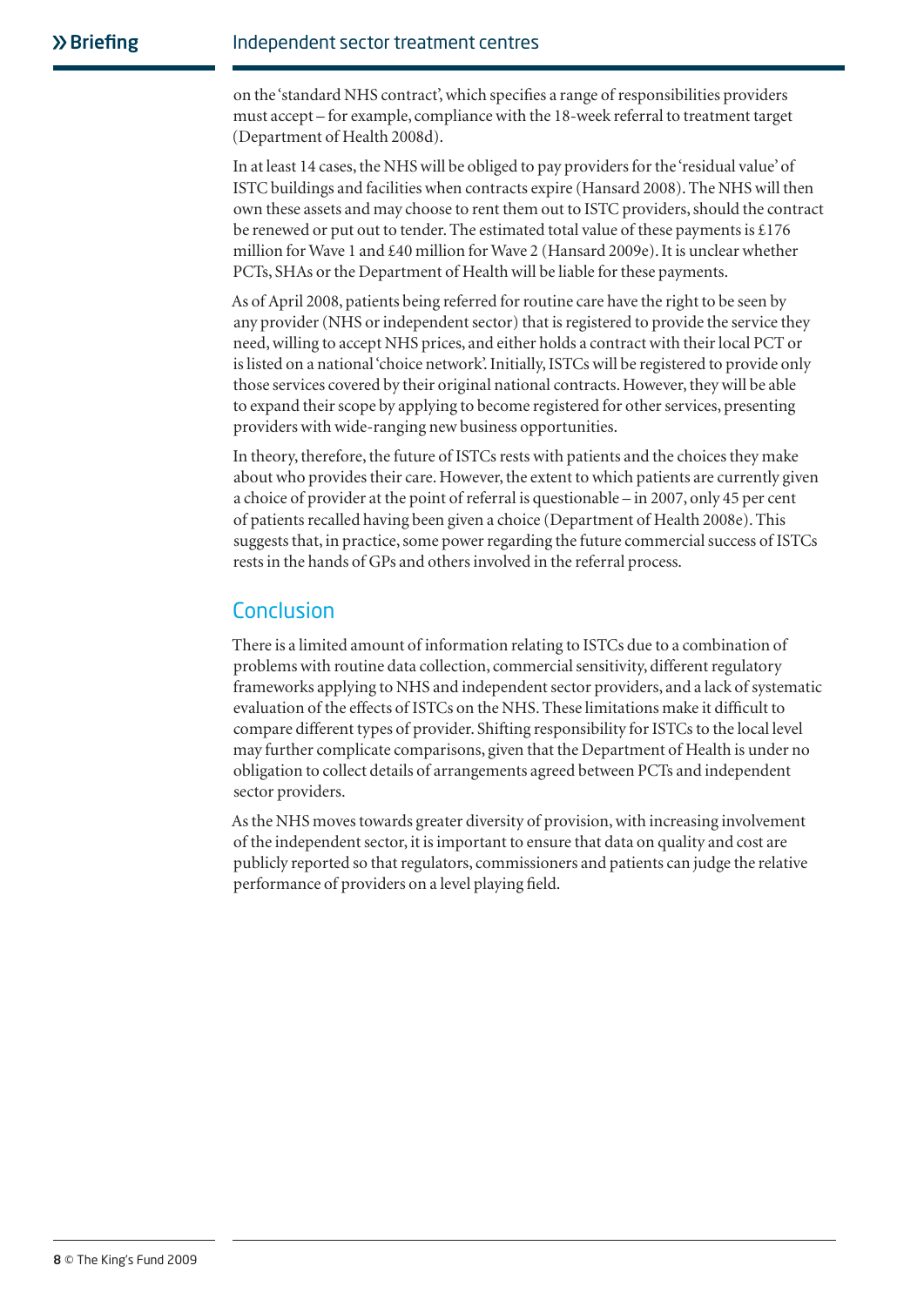on the 'standard NHS contract', which specifies a range of responsibilities providers must accept – for example, compliance with the 18-week referral to treatment target (Department of Health 2008d).

In at least 14 cases, the NHS will be obliged to pay providers for the 'residual value' of ISTC buildings and facilities when contracts expire (Hansard 2008). The NHS will then own these assets and may choose to rent them out to ISTC providers, should the contract be renewed or put out to tender. The estimated total value of these payments is £176 million for Wave 1 and £40 million for Wave 2 (Hansard 2009e). It is unclear whether PCTs, SHAs or the Department of Health will be liable for these payments.

As of April 2008, patients being referred for routine care have the right to be seen by any provider (NHS or independent sector) that is registered to provide the service they need, willing to accept NHS prices, and either holds a contract with their local PCT or is listed on a national 'choice network'. Initially, ISTCs will be registered to provide only those services covered by their original national contracts. However, they will be able to expand their scope by applying to become registered for other services, presenting providers with wide-ranging new business opportunities.

In theory, therefore, the future of ISTCs rests with patients and the choices they make about who provides their care. However, the extent to which patients are currently given a choice of provider at the point of referral is questionable – in 2007, only 45 per cent of patients recalled having been given a choice (Department of Health 2008e). This suggests that, in practice, some power regarding the future commercial success of ISTCs rests in the hands of GPs and others involved in the referral process.

## Conclusion

There is a limited amount of information relating to ISTCs due to a combination of problems with routine data collection, commercial sensitivity, different regulatory frameworks applying to NHS and independent sector providers, and a lack of systematic evaluation of the effects of ISTCs on the NHS. These limitations make it difficult to compare different types of provider. Shifting responsibility for ISTCs to the local level may further complicate comparisons, given that the Department of Health is under no obligation to collect details of arrangements agreed between PCTs and independent sector providers.

As the NHS moves towards greater diversity of provision, with increasing involvement of the independent sector, it is important to ensure that data on quality and cost are publicly reported so that regulators, commissioners and patients can judge the relative performance of providers on a level playing field.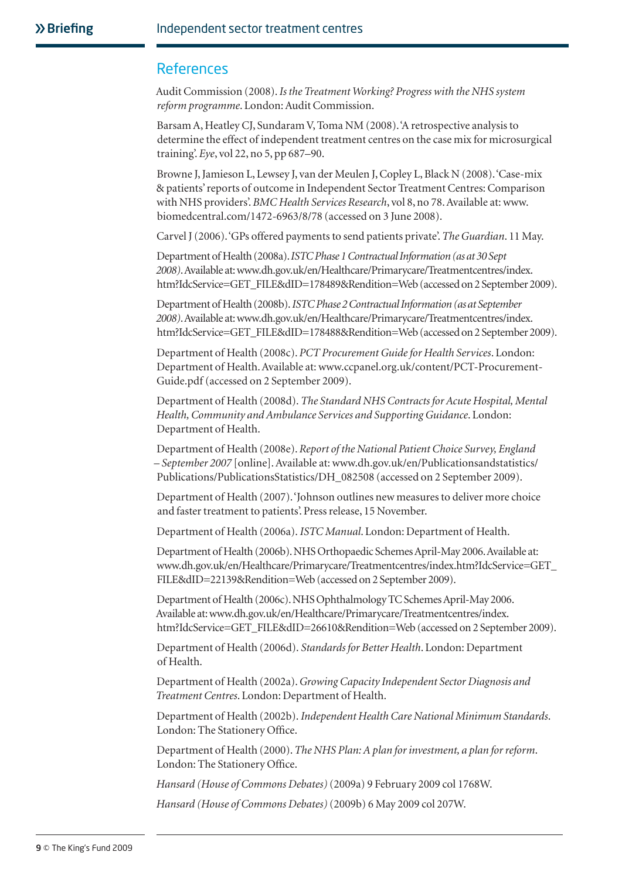## References

Audit Commission (2008). *Is the Treatment Working? Progress with the NHS system reform programme*. London: Audit Commission.

Barsam A, Heatley CJ, Sundaram V, Toma NM (2008). 'A retrospective analysis to determine the effect of independent treatment centres on the case mix for microsurgical training'. *Eye*, vol 22, no 5, pp 687–90.

Browne J, Jamieson L, Lewsey J, van der Meulen J, Copley L, Black N (2008). 'Case-mix & patients' reports of outcome in Independent Sector Treatment Centres: Comparison with NHS providers'. *BMC Health Services Research*, vol 8, no 78. Available at: www.biomedcentral.com/1472-6963/8/78 (accessed on 3 June 2008).

Carvel J (2006). 'GPs offered payments to send patients private'. *The Guardian*. 11 May.

Department of Health (2008a). *ISTC Phase 1 Contractual Information (as at 30 Sept 2008)*. Available at: www.dh.gov.uk/en/Healthcare/Primarycare/Treatmentcentres/index.htm?IdcService=GET_FILE&dID=178489&Rendition=Web (accessed on 2 September 2009).

Department of Health (2008b). *ISTC Phase 2 Contractual Information (as at September 2008)*. Available at: www.dh.gov.uk/en/Healthcare/Primarycare/Treatmentcentres/index.htm?IdcService=GET_FILE&dID=178488&Rendition=Web (accessed on 2 September 2009).

Department of Health (2008c). *PCT Procurement Guide for Health Services*. London: Department of Health. Available at: www.ccpanel.org.uk/content/PCT-Procurement-Guide.pdf (accessed on 2 September 2009).

Department of Health (2008d). *The Standard NHS Contracts for Acute Hospital, Mental Health, Community and Ambulance Services and Supporting Guidance*. London: Department of Health.

Department of Health (2008e). *Report of the National Patient Choice Survey, England – September 2007* [online]. Available at: www.dh.gov.uk/en/Publicationsandstatistics/Publications/PublicationsStatistics/DH_082508 (accessed on 2 September 2009).

Department of Health (2007). 'Johnson outlines new measures to deliver more choice and faster treatment to patients'. Press release, 15 November.

Department of Health (2006a). *ISTC Manual*. London: Department of Health.

Department of Health (2006b). NHS Orthopaedic Schemes April-May 2006. Available at: www.dh.gov.uk/en/Healthcare/Primarycare/Treatmentcentres/index.htm?IdcService=GET_FILE&dID=22139&Rendition=Web (accessed on 2 September 2009).

Department of Health (2006c). NHS Ophthalmology TC Schemes April-May 2006. Available at: www.dh.gov.uk/en/Healthcare/Primarycare/Treatmentcentres/index.htm?IdcService=GET_FILE&dID=26610&Rendition=Web (accessed on 2 September 2009).

Department of Health (2006d). *Standards for Better Health*. London: Department of Health.

Department of Health (2002a). *Growing Capacity Independent Sector Diagnosis and Treatment Centres*. London: Department of Health.

Department of Health (2002b). *Independent Health Care National Minimum Standards*. London: The Stationery Office.

Department of Health (2000). *The NHS Plan: A plan for investment, a plan for reform*. London: The Stationery Office.

*Hansard (House of Commons Debates)* (2009a) 9 February 2009 col 1768W.

*Hansard (House of Commons Debates)* (2009b) 6 May 2009 col 207W.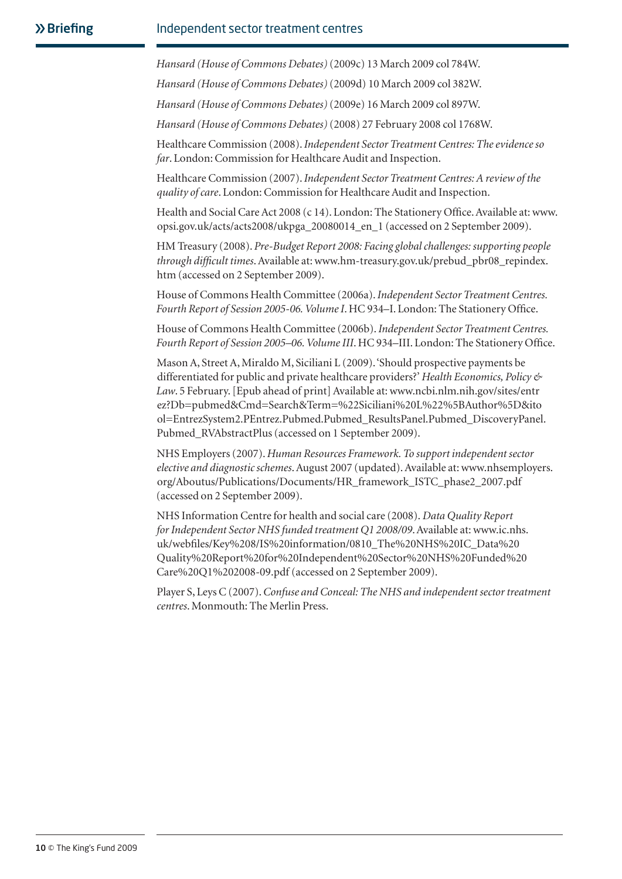*Hansard (House of Commons Debates)* (2009c) 13 March 2009 col 784W.

*Hansard (House of Commons Debates)* (2009d) 10 March 2009 col 382W.

*Hansard (House of Commons Debates)* (2009e) 16 March 2009 col 897W.

*Hansard (House of Commons Debates)* (2008) 27 February 2008 col 1768W.

Healthcare Commission (2008). *Independent Sector Treatment Centres: The evidence so far*. London: Commission for Healthcare Audit and Inspection.

Healthcare Commission (2007). *Independent Sector Treatment Centres: A review of the quality of care*. London: Commission for Healthcare Audit and Inspection.

Health and Social Care Act 2008 (c 14). London: The Stationery Office. Available at: www.opsi.gov.uk/acts/acts2008/ukpga_20080014_en_1 (accessed on 2 September 2009).

HM Treasury (2008). *Pre-Budget Report 2008: Facing global challenges: supporting people through difficult times*. Available at: www.hm-treasury.gov.uk/prebud_pbr08_repindex.htm (accessed on 2 September 2009).

House of Commons Health Committee (2006a). *Independent Sector Treatment Centres. Fourth Report of Session 2005-06. Volume I*. HC 934–I. London: The Stationery Office.

House of Commons Health Committee (2006b). *Independent Sector Treatment Centres. Fourth Report of Session 2005–06. Volume III*. HC 934–III. London: The Stationery Office.

Mason A, Street A, Miraldo M, Siciliani L (2009). 'Should prospective payments be differentiated for public and private healthcare providers?' *Health Economics, Policy & Law*. 5 February. [Epub ahead of print] Available at: www.ncbi.nlm.nih.gov/sites/entrez?Db=pubmed&Cmd=Search&Term=%22Siciliani%20L%22%5BAuthor%5D&itool=EntrezSystem2.PEntrez.Pubmed.Pubmed_ResultsPanel.Pubmed_DiscoveryPanel.Pubmed_RVAbstractPlus (accessed on 1 September 2009).

NHS Employers (2007). *Human Resources Framework. To support independent sector elective and diagnostic schemes*. August 2007 (updated). Available at: www.nhsemployers.org/Aboutus/Publications/Documents/HR_framework_ISTC_phase2_2007.pdf (accessed on 2 September 2009).

NHS Information Centre for health and social care (2008). *Data Quality Report for Independent Sector NHS funded treatment Q1 2008/09*. Available at: www.ic.nhs.uk/webfiles/Key%208/IS%20information/0810_The%20NHS%20IC_Data%20Quality%20Report%20for%20Independent%20Sector%20NHS%20Funded%20Care%20Q1%202008-09.pdf (accessed on 2 September 2009).

Player S, Leys C (2007). *Confuse and Conceal: The NHS and independent sector treatment centres*. Monmouth: The Merlin Press.